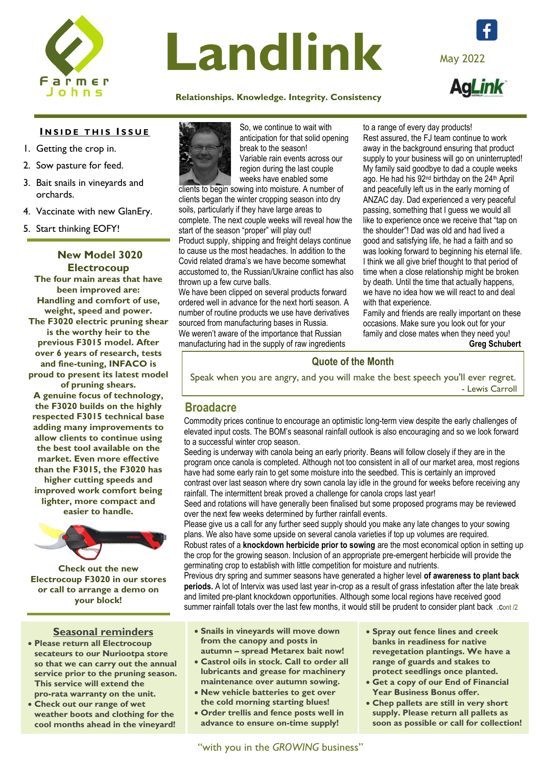# Landlink

**Relationships. Knowledge. Integrity. Consistency**

May 2022

## Inside this Issue

1. Getting the crop in.
2. Sow pasture for feed.
3. Bait snails in vineyards and orchards.
4. Vaccinate with new GlanEry.
5. Start thinking EOFY!

### New Model 3020 Electrocoup

**The four main areas that have been improved are: Handling and comfort of use, weight, speed and power. The F3020 electric pruning shear is the worthy heir to the previous F3015 model. After over 6 years of research, tests and fine-tuning, INFACO is proud to present its latest model of pruning shears. A genuine focus of technology, the F3020 builds on the highly respected F3015 technical base adding many improvements to allow clients to continue using the best tool available on the market. Even more effective than the F3015, the F3020 has higher cutting speeds and improved work comfort being lighter, more compact and easier to handle.**

**Check out the new Electrocoup F3020 in our stores or call to arrange a demo on your block!**

So, we continue to wait with anticipation for that solid opening break to the season! Variable rain events across our region during the last couple weeks have enabled some clients to begin sowing into moisture. A number of clients began the winter cropping season into dry soils, particularly if they have large areas to complete. The next couple weeks will reveal how the start of the season "proper" will play out!

Product supply, shipping and freight delays continue to cause us the most headaches. In addition to the Covid related drama's we have become somewhat accustomed to, the Russian/Ukraine conflict has also thrown up a few curve balls.

We have been clipped on several products forward ordered well in advance for the next horti season. A number of routine products we use have derivatives sourced from manufacturing bases in Russia.

We weren't aware of the importance that Russian manufacturing had in the supply of raw ingredients to a range of every day products!

Rest assured, the FJ team continue to work away in the background ensuring that product supply to your business will go on uninterrupted!

My family said goodbye to dad a couple weeks ago. He had his 92nd birthday on the 24th April and peacefully left us in the early morning of ANZAC day. Dad experienced a very peaceful passing, something that I guess we would all like to experience once we receive that "tap on the shoulder"! Dad was old and had lived a good and satisfying life, he had a faith and so was looking forward to beginning his eternal life. I think we all give brief thought to that period of time when a close relationship might be broken by death. Until the time that actually happens, we have no idea how we will react to and deal with that experience.

Family and friends are really important on these occasions. Make sure you look out for your family and close mates when they need you!

**Greg Schubert**

### Quote of the Month

Speak when you are angry, and you will make the best speech you'll ever regret.

- Lewis Carroll

## Broadacre

Commodity prices continue to encourage an optimistic long-term view despite the early challenges of elevated input costs. The BOM's seasonal rainfall outlook is also encouraging and so we look forward to a successful winter crop season.

Seeding is underway with canola being an early priority. Beans will follow closely if they are in the program once canola is completed. Although not too consistent in all of our market area, most regions have had some early rain to get some moisture into the seedbed. This is certainly an improved contrast over last season where dry sown canola lay idle in the ground for weeks before receiving any rainfall. The intermittent break proved a challenge for canola crops last year!

Seed and rotations will have generally been finalised but some proposed programs may be reviewed over the next few weeks determined by further rainfall events.

Please give us a call for any further seed supply should you make any late changes to your sowing plans. We also have some upside on several canola varieties if top up volumes are required.

Robust rates of a **knockdown herbicide prior to sowing** are the most economical option in setting up the crop for the growing season. Inclusion of an appropriate pre-emergent herbicide will provide the germinating crop to establish with little competition for moisture and nutrients.

Previous dry spring and summer seasons have generated a higher level **of awareness to plant back periods.** A lot of Intervix was used last year in-crop as a result of grass infestation after the late break and limited pre-plant knockdown opportunities. Although some local regions have received good summer rainfall totals over the last few months, it would still be prudent to consider plant back .Cont /2

## Seasonal reminders

- **Please return all Electrocoup secateurs to our Nuriootpa store so that we can carry out the annual service prior to the pruning season. This service will extend the pro-rata warranty on the unit.**
- **Check out our range of wet weather boots and clothing for the cool months ahead in the vineyard!**
- **Snails in vineyards will move down from the canopy and posts in autumn – spread Metarex bait now!**
- **Castrol oils in stock. Call to order all lubricants and grease for machinery maintenance over autumn sowing.**
- **New vehicle batteries to get over the cold morning starting blues!**
- **Order trellis and fence posts well in advance to ensure on-time supply!**
- **Spray out fence lines and creek banks in readiness for native revegetation plantings. We have a range of guards and stakes to protect seedlings once planted.**
- **Get a copy of our End of Financial Year Business Bonus offer.**
- **Chep pallets are still in very short supply. Please return all pallets as soon as possible or call for collection!**

"with you in the *GROWING* business"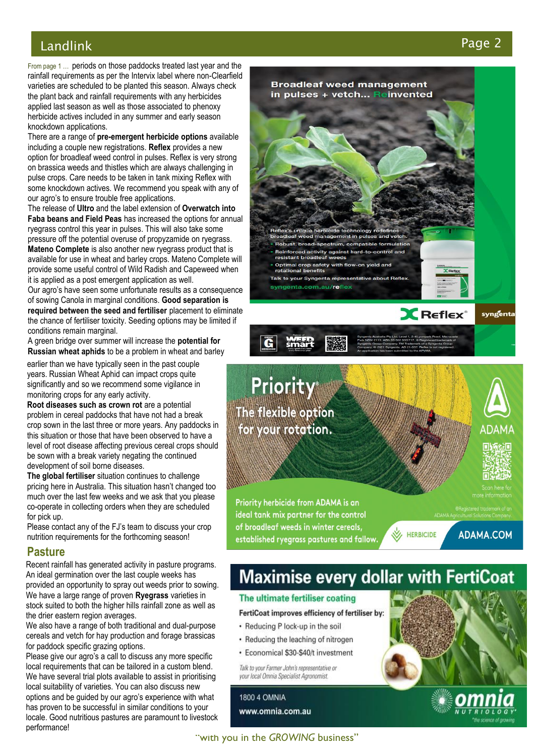From page 1 … periods on those paddocks treated last year and the rainfall requirements as per the Intervix label where non-Clearfield varieties are scheduled to be planted this season. Always check the plant back and rainfall requirements with any herbicides applied last season as well as those associated to phenoxy herbicide actives included in any summer and early season knockdown applications.

There are a range of **pre-emergent herbicide options** available including a couple new registrations. **Reflex** provides a new option for broadleaf weed control in pulses. Reflex is very strong on brassica weeds and thistles which are always challenging in pulse crops. Care needs to be taken in tank mixing Reflex with some knockdown actives. We recommend you speak with any of our agro's to ensure trouble free applications.

The release of **Ultro** and the label extension of **Overwatch into Faba beans and Field Peas** has increased the options for annual ryegrass control this year in pulses. This will also take some pressure off the potential overuse of propyzamide on ryegrass. **Mateno Complete** is also another new ryegrass product that is available for use in wheat and barley crops. Mateno Complete will provide some useful control of Wild Radish and Capeweed when it is applied as a post emergent application as well.

Our agro's have seen some unfortunate results as a consequence of sowing Canola in marginal conditions. **Good separation is required between the seed and fertiliser** placement to eliminate the chance of fertiliser toxicity. Seeding options may be limited if conditions remain marginal.

A green bridge over summer will increase the **potential for Russian wheat aphids** to be a problem in wheat and barley earlier than we have typically seen in the past couple years. Russian Wheat Aphid can impact crops quite significantly and so we recommend some vigilance in monitoring crops for any early activity.

**Root diseases such as crown rot** are a potential problem in cereal paddocks that have not had a break crop sown in the last three or more years. Any paddocks in this situation or those that have been observed to have a level of root disease affecting previous cereal crops should be sown with a break variety negating the continued development of soil borne diseases.

**The global fertiliser** situation continues to challenge pricing here in Australia. This situation hasn't changed too much over the last few weeks and we ask that you please co-operate in collecting orders when they are scheduled for pick up.

Please contact any of the FJ's team to discuss your crop nutrition requirements for the forthcoming season!

## Pasture

Recent rainfall has generated activity in pasture programs. An ideal germination over the last couple weeks has provided an opportunity to spray out weeds prior to sowing. We have a large range of proven **Ryegrass** varieties in stock suited to both the higher hills rainfall zone as well as the drier eastern region averages.

We also have a range of both traditional and dual-purpose cereals and vetch for hay production and forage brassicas for paddock specific grazing options.

Please give our agro's a call to discuss any more specific local requirements that can be tailored in a custom blend. We have several trial plots available to assist in prioritising local suitability of varieties. You can also discuss new options and be guided by our agro's experience with what has proven to be successful in similar conditions to your locale. Good nutritious pastures are paramount to livestock performance!

**Broadleaf weed management in pulses + vetch... Reinvented**

Reflex's unique herbicide technology redefines broadleaf weed management in pulses and vetch.

- Robust, broad-spectrum, compatible formulation
- Reinforced activity against hard-to-control and resistant broadleaf weeds
- Optimal crop safety with flow-on yield and rotational benefits

Talk to your Syngenta representative about Reflex.

syngenta.com.au/reflex

Reflex® syngenta

**Priority®**

**The flexible option for your rotation.**

Priority herbicide from ADAMA is an ideal tank mix partner for the control of broadleaf weeds in winter cereals, established ryegrass pastures and fallow.

HERBICIDE ADAMA.COM

Scan here for more information

®Registered trademark of an ADAMA Agricultural Solutions Company.

**Maximise every dollar with FertiCoat**

**The ultimate fertiliser coating**

FertiCoat improves efficiency of fertiliser by:

- Reducing P lock-up in the soil
- Reducing the leaching of nitrogen
- Economical $30-$40/t investment

*Talk to your Farmer John's representative or your local Omnia Specialist Agronomist.*

1800 4 OMNIA

www.omnia.com.au

omnia NUTRIOLOGY *the science of growing*

"with you in the *GROWING* business"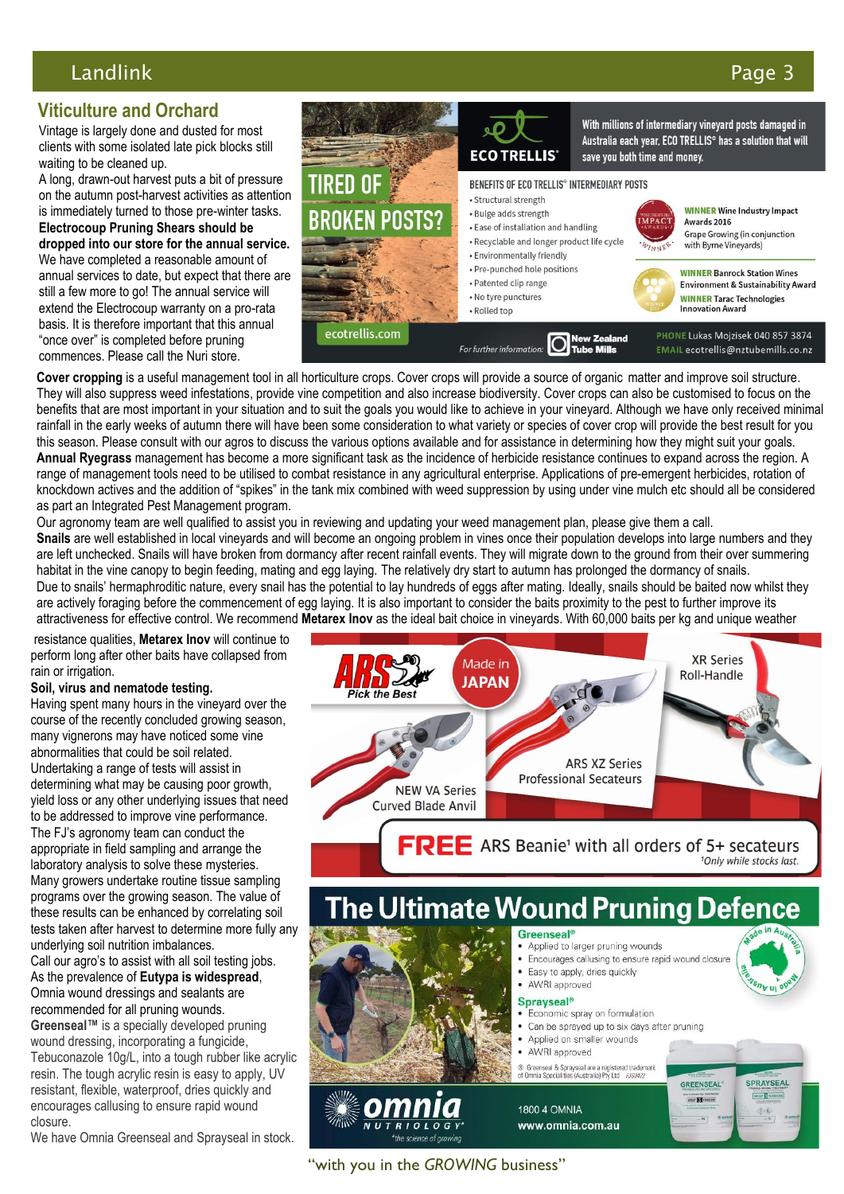## Viticulture and Orchard

Vintage is largely done and dusted for most clients with some isolated late pick blocks still waiting to be cleaned up.

A long, drawn-out harvest puts a bit of pressure on the autumn post-harvest activities as attention is immediately turned to those pre-winter tasks. **Electrocoup Pruning Shears should be dropped into our store for the annual service.** We have completed a reasonable amount of annual services to date, but expect that there are still a few more to go! The annual service will extend the Electrocoup warranty on a pro-rata basis. It is therefore important that this annual "once over" is completed before pruning commences. Please call the Nuri store.

**TIRED OF BROKEN POSTS?**

**ECO TRELLIS®**

With millions of intermediary vineyard posts damaged in Australia each year, ECO TRELLIS® has a solution that will save you both time and money.

BENEFITS OF ECO TRELLIS® INTERMEDIARY POSTS

- Structural strength
- Bulge adds strength
- Ease of installation and handling
- Recyclable and longer product life cycle
- Environmentally friendly
- Pre-punched hole positions
- Patented clip range
- No tyre punctures
- Rolled top

**WINNER** Wine Industry Impact Awards 2016 Grape Growing (in conjunction with Byrne Vineyards)

**WINNER** Banrock Station Wines Environment & Sustainability Award

**WINNER** Tarac Technologies Innovation Award

ecotrellis.com

For further information: New Zealand Tube Mills

PHONE Lukas Mojzisek 040 857 3874
EMAIL ecotrellis@nztubemills.co.nz

**Cover cropping** is a useful management tool in all horticulture crops. Cover crops will provide a source of organic matter and improve soil structure. They will also suppress weed infestations, provide vine competition and also increase biodiversity. Cover crops can also be customised to focus on the benefits that are most important in your situation and to suit the goals you would like to achieve in your vineyard. Although we have only received minimal rainfall in the early weeks of autumn there will have been some consideration to what variety or species of cover crop will provide the best result for you this season. Please consult with our agros to discuss the various options available and for assistance in determining how they might suit your goals.

**Annual Ryegrass** management has become a more significant task as the incidence of herbicide resistance continues to expand across the region. A range of management tools need to be utilised to combat resistance in any agricultural enterprise. Applications of pre-emergent herbicides, rotation of knockdown actives and the addition of "spikes" in the tank mix combined with weed suppression by using under vine mulch etc should all be considered as part an Integrated Pest Management program.

Our agronomy team are well qualified to assist you in reviewing and updating your weed management plan, please give them a call.

**Snails** are well established in local vineyards and will become an ongoing problem in vines once their population develops into large numbers and they are left unchecked. Snails will have broken from dormancy after recent rainfall events. They will migrate down to the ground from their over summering habitat in the vine canopy to begin feeding, mating and egg laying. The relatively dry start to autumn has prolonged the dormancy of snails.

Due to snails' hermaphroditic nature, every snail has the potential to lay hundreds of eggs after mating. Ideally, snails should be baited now whilst they are actively foraging before the commencement of egg laying. It is also important to consider the baits proximity to the pest to further improve its attractiveness for effective control. We recommend **Metarex Inov** as the ideal bait choice in vineyards. With 60,000 baits per kg and unique weather resistance qualities, **Metarex Inov** will continue to perform long after other baits have collapsed from rain or irrigation.

**Soil, virus and nematode testing.**

Having spent many hours in the vineyard over the course of the recently concluded growing season, many vignerons may have noticed some vine abnormalities that could be soil related. Undertaking a range of tests will assist in determining what may be causing poor growth, yield loss or any other underlying issues that need to be addressed to improve vine performance. The FJ's agronomy team can conduct the appropriate in field sampling and arrange the laboratory analysis to solve these mysteries.

Many growers undertake routine tissue sampling programs over the growing season. The value of these results can be enhanced by correlating soil tests taken after harvest to determine more fully any underlying soil nutrition imbalances.

Call our agro's to assist with all soil testing jobs.

As the prevalence of **Eutypa is widespread**, Omnia wound dressings and sealants are recommended for all pruning wounds.

**Greenseal™** is a specially developed pruning wound dressing, incorporating a fungicide, Tebuconazole 10g/L, into a tough rubber like acrylic resin. The tough acrylic resin is easy to apply, UV resistant, flexible, waterproof, dries quickly and encourages callusing to ensure rapid wound closure.

We have Omnia Greenseal and Sprayseal in stock.

**ARS** *Pick the Best*

Made in JAPAN

XR Series Roll-Handle

ARS XZ Series Professional Secateurs

NEW VA Series Curved Blade Anvil

**FREE** ARS Beanie[1] with all orders of 5+ secateurs

[1]Only while stocks last.

## The Ultimate Wound Pruning Defence

**Greenseal®**

- Applied to larger pruning wounds
- Encourages callusing to ensure rapid wound closure
- Easy to apply, dries quickly
- AWRI approved

**Sprayseal®**

- Economic spray on formulation
- Can be sprayed up to six days after pruning
- Applied on smaller wounds
- AWRI approved

® Greenseal & Sprayseal are a registered trademark of Omnia Specialities (Australia) Pty Ltd

Made in Australia

**omnia** NUTRIOLOGY® *the science of growing*

1800 4 OMNIA
www.omnia.com.au

"with you in the *GROWING* business"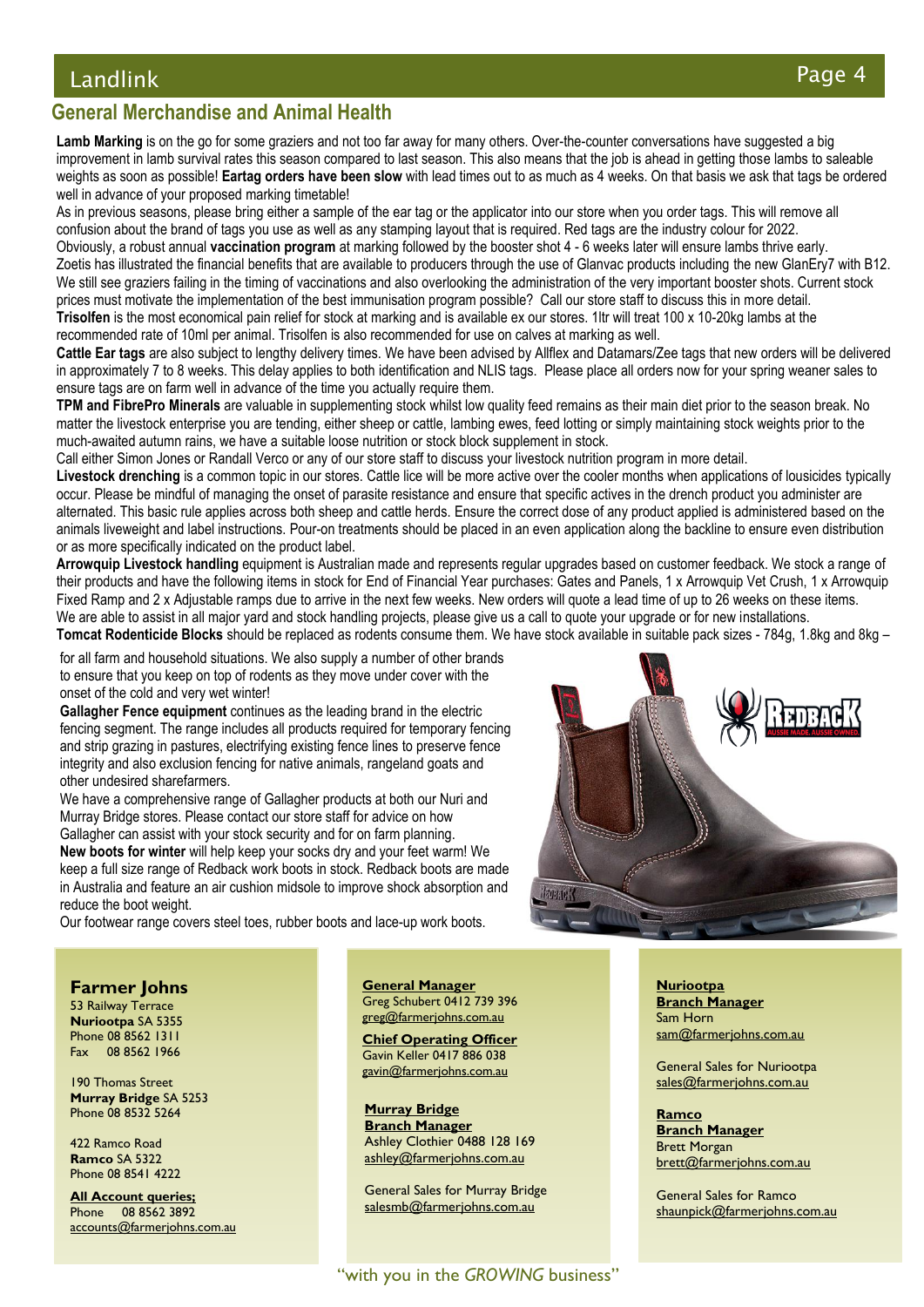## General Merchandise and Animal Health

**Lamb Marking** is on the go for some graziers and not too far away for many others. Over-the-counter conversations have suggested a big improvement in lamb survival rates this season compared to last season. This also means that the job is ahead in getting those lambs to saleable weights as soon as possible! **Eartag orders have been slow** with lead times out to as much as 4 weeks. On that basis we ask that tags be ordered well in advance of your proposed marking timetable!

As in previous seasons, please bring either a sample of the ear tag or the applicator into our store when you order tags. This will remove all confusion about the brand of tags you use as well as any stamping layout that is required. Red tags are the industry colour for 2022.

Obviously, a robust annual **vaccination program** at marking followed by the booster shot 4 - 6 weeks later will ensure lambs thrive early. Zoetis has illustrated the financial benefits that are available to producers through the use of Glanvac products including the new GlanEry7 with B12. We still see graziers failing in the timing of vaccinations and also overlooking the administration of the very important booster shots. Current stock prices must motivate the implementation of the best immunisation program possible? Call our store staff to discuss this in more detail.

**Trisolfen** is the most economical pain relief for stock at marking and is available ex our stores. 1ltr will treat 100 x 10-20kg lambs at the recommended rate of 10ml per animal. Trisolfen is also recommended for use on calves at marking as well.

**Cattle Ear tags** are also subject to lengthy delivery times. We have been advised by Allflex and Datamars/Zee tags that new orders will be delivered in approximately 7 to 8 weeks. This delay applies to both identification and NLIS tags. Please place all orders now for your spring weaner sales to ensure tags are on farm well in advance of the time you actually require them.

**TPM and FibrePro Minerals** are valuable in supplementing stock whilst low quality feed remains as their main diet prior to the season break. No matter the livestock enterprise you are tending, either sheep or cattle, lambing ewes, feed lotting or simply maintaining stock weights prior to the much-awaited autumn rains, we have a suitable loose nutrition or stock block supplement in stock.

Call either Simon Jones or Randall Verco or any of our store staff to discuss your livestock nutrition program in more detail.

**Livestock drenching** is a common topic in our stores. Cattle lice will be more active over the cooler months when applications of lousicides typically occur. Please be mindful of managing the onset of parasite resistance and ensure that specific actives in the drench product you administer are alternated. This basic rule applies across both sheep and cattle herds. Ensure the correct dose of any product applied is administered based on the animals liveweight and label instructions. Pour-on treatments should be placed in an even application along the backline to ensure even distribution or as more specifically indicated on the product label.

**Arrowquip Livestock handling** equipment is Australian made and represents regular upgrades based on customer feedback. We stock a range of their products and have the following items in stock for End of Financial Year purchases: Gates and Panels, 1 x Arrowquip Vet Crush, 1 x Arrowquip Fixed Ramp and 2 x Adjustable ramps due to arrive in the next few weeks. New orders will quote a lead time of up to 26 weeks on these items. We are able to assist in all major yard and stock handling projects, please give us a call to quote your upgrade or for new installations.

**Tomcat Rodenticide Blocks** should be replaced as rodents consume them. We have stock available in suitable pack sizes - 784g, 1.8kg and 8kg – for all farm and household situations. We also supply a number of other brands to ensure that you keep on top of rodents as they move under cover with the onset of the cold and very wet winter!

**Gallagher Fence equipment** continues as the leading brand in the electric fencing segment. The range includes all products required for temporary fencing and strip grazing in pastures, electrifying existing fence lines to preserve fence integrity and also exclusion fencing for native animals, rangeland goats and other undesired sharefarmers.

We have a comprehensive range of Gallagher products at both our Nuri and Murray Bridge stores. Please contact our store staff for advice on how Gallagher can assist with your stock security and for on farm planning.

**New boots for winter** will help keep your socks dry and your feet warm! We keep a full size range of Redback work boots in stock. Redback boots are made in Australia and feature an air cushion midsole to improve shock absorption and reduce the boot weight.

Our footwear range covers steel toes, rubber boots and lace-up work boots.

REDBACK
AUSSIE MADE. AUSSIE OWNED.

**Farmer Johns**
53 Railway Terrace
**Nuriootpa** SA 5355
Phone 08 8562 1311
Fax 08 8562 1966

190 Thomas Street
**Murray Bridge** SA 5253
Phone 08 8532 5264

422 Ramco Road
**Ramco** SA 5322
Phone 08 8541 4222

**All Account queries;**
Phone 08 8562 3892
accounts@farmerjohns.com.au

**General Manager**
Greg Schubert 0412 739 396
greg@farmerjohns.com.au

**Chief Operating Officer**
Gavin Keller 0417 886 038
gavin@farmerjohns.com.au

**Murray Bridge Branch Manager**
Ashley Clothier 0488 128 169
ashley@farmerjohns.com.au

General Sales for Murray Bridge
salesmb@farmerjohns.com.au

**Nuriootpa Branch Manager**
Sam Horn
sam@farmerjohns.com.au

General Sales for Nuriootpa
sales@farmerjohns.com.au

**Ramco Branch Manager**
Brett Morgan
brett@farmerjohns.com.au

General Sales for Ramco
shaunpick@farmerjohns.com.au

"with you in the *GROWING* business"